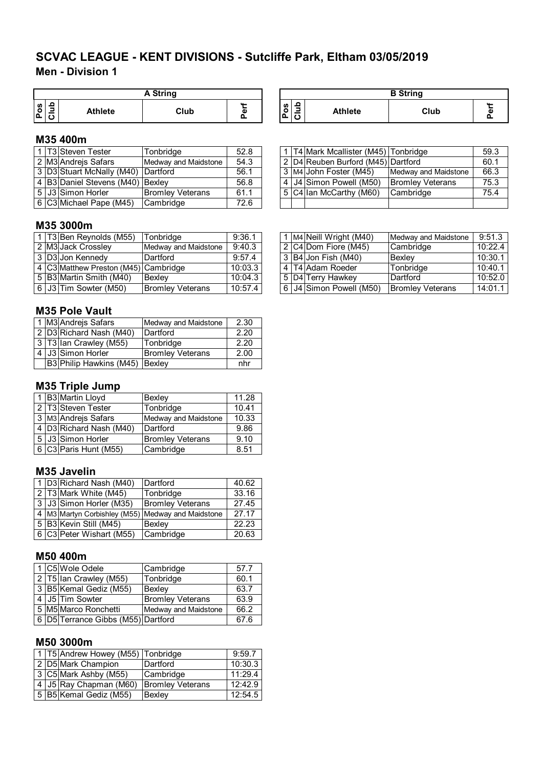# SCVAC LEAGUE - KENT DIVISIONS - Sutcliffe Park, Eltham 03/05/2019

## Men - Division 1

### M35 400m

**A String**

| Pos | Club | Athlete | Club | Perf |
|---|---|---|---|---|
| 1 | T3 | Steven Tester | Tonbridge | 52.8 |
| 2 | M3 | Andrejs Safars | Medway and Maidstone | 54.3 |
| 3 | D3 | Stuart McNally (M40) | Dartford | 56.1 |
| 4 | B3 | Daniel Stevens (M40) | Bexley | 56.8 |
| 5 | J3 | Simon Horler | Bromley Veterans | 61.1 |
| 6 | C3 | Michael Pape (M45) | Cambridge | 72.6 |

**B String**

| Pos | Club | Athlete | Club | Perf |
|---|---|---|---|---|
| 1 | T4 | Mark Mcallister (M45) | Tonbridge | 59.3 |
| 2 | D4 | Reuben Burford (M45) | Dartford | 60.1 |
| 3 | M4 | John Foster (M45) | Medway and Maidstone | 66.3 |
| 4 | J4 | Simon Powell (M50) | Bromley Veterans | 75.3 |
| 5 | C4 | Ian McCarthy (M60) | Cambridge | 75.4 |

### M35 3000m

**A String**

| Pos | Club | Athlete | Club | Perf |
|---|---|---|---|---|
| 1 | T3 | Ben Reynolds (M55) | Tonbridge | 9:36.1 |
| 2 | M3 | Jack Crossley | Medway and Maidstone | 9:40.3 |
| 3 | D3 | Jon Kennedy | Dartford | 9:57.4 |
| 4 | C3 | Matthew Preston (M45) | Cambridge | 10:03.3 |
| 5 | B3 | Martin Smith (M40) | Bexley | 10:04.3 |
| 6 | J3 | Tim Sowter (M50) | Bromley Veterans | 10:57.4 |

**B String**

| Pos | Club | Athlete | Club | Perf |
|---|---|---|---|---|
| 1 | M4 | Neill Wright (M40) | Medway and Maidstone | 9:51.3 |
| 2 | C4 | Dom Fiore (M45) | Cambridge | 10:22.4 |
| 3 | B4 | Jon Fish (M40) | Bexley | 10:30.1 |
| 4 | T4 | Adam Roeder | Tonbridge | 10:40.1 |
| 5 | D4 | Terry Hawkey | Dartford | 10:52.0 |
| 6 | J4 | Simon Powell (M50) | Bromley Veterans | 14:01.1 |

### M35 Pole Vault

| Pos | Club | Athlete | Club | Perf |
|---|---|---|---|---|
| 1 | M3 | Andrejs Safars | Medway and Maidstone | 2.30 |
| 2 | D3 | Richard Nash (M40) | Dartford | 2.20 |
| 3 | T3 | Ian Crawley (M55) | Tonbridge | 2.20 |
| 4 | J3 | Simon Horler | Bromley Veterans | 2.00 |
| | B3 | Philip Hawkins (M45) | Bexley | nhr |

### M35 Triple Jump

| Pos | Club | Athlete | Club | Perf |
|---|---|---|---|---|
| 1 | B3 | Martin Lloyd | Bexley | 11.28 |
| 2 | T3 | Steven Tester | Tonbridge | 10.41 |
| 3 | M3 | Andrejs Safars | Medway and Maidstone | 10.33 |
| 4 | D3 | Richard Nash (M40) | Dartford | 9.86 |
| 5 | J3 | Simon Horler | Bromley Veterans | 9.10 |
| 6 | C3 | Paris Hunt (M55) | Cambridge | 8.51 |

### M35 Javelin

| Pos | Club | Athlete | Club | Perf |
|---|---|---|---|---|
| 1 | D3 | Richard Nash (M40) | Dartford | 40.62 |
| 2 | T3 | Mark White (M45) | Tonbridge | 33.16 |
| 3 | J3 | Simon Horler (M35) | Bromley Veterans | 27.45 |
| 4 | M3 | Martyn Corbishley (M55) | Medway and Maidstone | 27.17 |
| 5 | B3 | Kevin Still (M45) | Bexley | 22.23 |
| 6 | C3 | Peter Wishart (M55) | Cambridge | 20.63 |

### M50 400m

| Pos | Club | Athlete | Club | Perf |
|---|---|---|---|---|
| 1 | C5 | Wole Odele | Cambridge | 57.7 |
| 2 | T5 | Ian Crawley (M55) | Tonbridge | 60.1 |
| 3 | B5 | Kemal Gediz (M55) | Bexley | 63.7 |
| 4 | J5 | Tim Sowter | Bromley Veterans | 63.9 |
| 5 | M5 | Marco Ronchetti | Medway and Maidstone | 66.2 |
| 6 | D5 | Terrance Gibbs (M55) | Dartford | 67.6 |

### M50 3000m

| Pos | Club | Athlete | Club | Perf |
|---|---|---|---|---|
| 1 | T5 | Andrew Howey (M55) | Tonbridge | 9:59.7 |
| 2 | D5 | Mark Champion | Dartford | 10:30.3 |
| 3 | C5 | Mark Ashby (M55) | Cambridge | 11:29.4 |
| 4 | J5 | Ray Chapman (M60) | Bromley Veterans | 12:42.9 |
| 5 | B5 | Kemal Gediz (M55) | Bexley | 12:54.5 |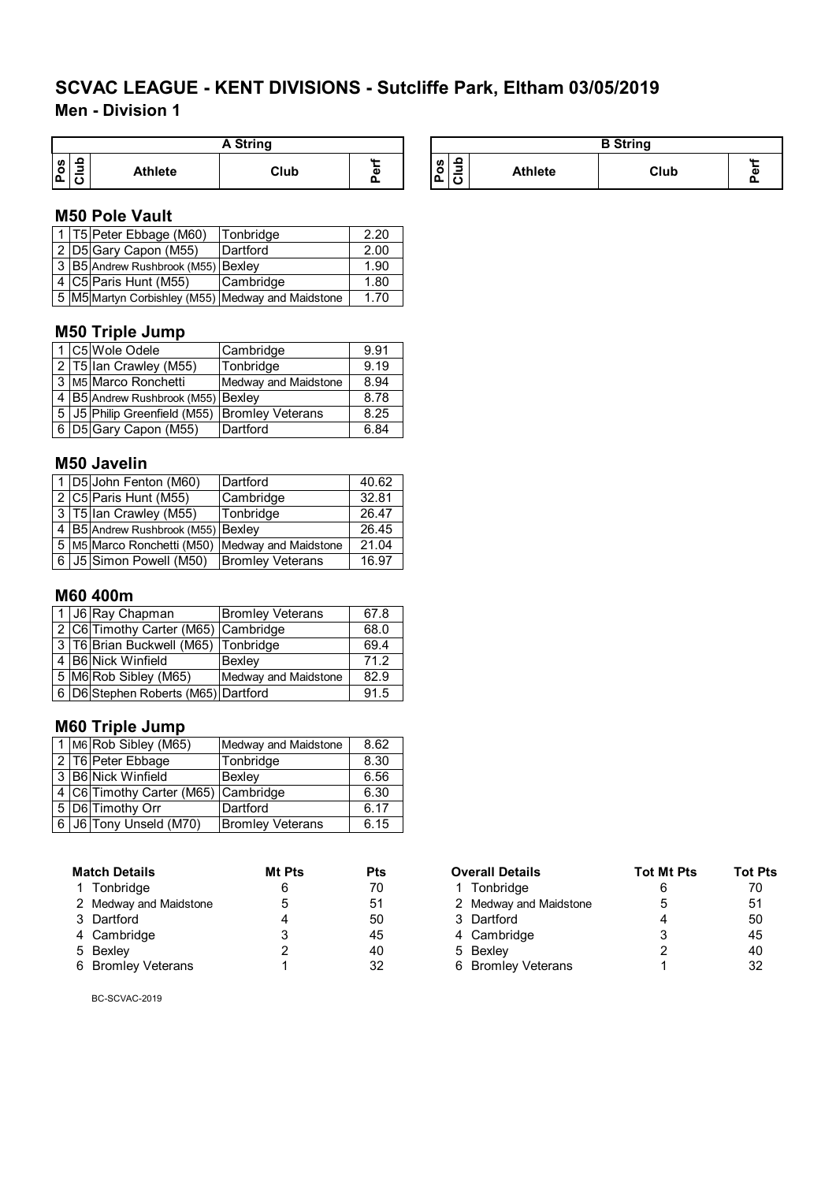# SCVAC LEAGUE - KENT DIVISIONS - Sutcliffe Park, Eltham 03/05/2019

## Men - Division 1

| A String | | | | | B String | | | | |
|---|---|---|---|---|---|---|---|---|---|
| Pos | Club | Athlete | Club | Perf | Pos | Club | Athlete | Club | Perf |

### M50 Pole Vault

| Pos | Club | Athlete | Club | Perf |
|---|---|---|---|---|
| 1 | T5 | Peter Ebbage (M60) | Tonbridge | 2.20 |
| 2 | D5 | Gary Capon (M55) | Dartford | 2.00 |
| 3 | B5 | Andrew Rushbrook (M55) | Bexley | 1.90 |
| 4 | C5 | Paris Hunt (M55) | Cambridge | 1.80 |
| 5 | M5 | Martyn Corbishley (M55) | Medway and Maidstone | 1.70 |

### M50 Triple Jump

| Pos | Club | Athlete | Club | Perf |
|---|---|---|---|---|
| 1 | C5 | Wole Odele | Cambridge | 9.91 |
| 2 | T5 | Ian Crawley (M55) | Tonbridge | 9.19 |
| 3 | M5 | Marco Ronchetti | Medway and Maidstone | 8.94 |
| 4 | B5 | Andrew Rushbrook (M55) | Bexley | 8.78 |
| 5 | J5 | Philip Greenfield (M55) | Bromley Veterans | 8.25 |
| 6 | D5 | Gary Capon (M55) | Dartford | 6.84 |

### M50 Javelin

| Pos | Club | Athlete | Club | Perf |
|---|---|---|---|---|
| 1 | D5 | John Fenton (M60) | Dartford | 40.62 |
| 2 | C5 | Paris Hunt (M55) | Cambridge | 32.81 |
| 3 | T5 | Ian Crawley (M55) | Tonbridge | 26.47 |
| 4 | B5 | Andrew Rushbrook (M55) | Bexley | 26.45 |
| 5 | M5 | Marco Ronchetti (M50) | Medway and Maidstone | 21.04 |
| 6 | J5 | Simon Powell (M50) | Bromley Veterans | 16.97 |

### M60 400m

| Pos | Club | Athlete | Club | Perf |
|---|---|---|---|---|
| 1 | J6 | Ray Chapman | Bromley Veterans | 67.8 |
| 2 | C6 | Timothy Carter (M65) | Cambridge | 68.0 |
| 3 | T6 | Brian Buckwell (M65) | Tonbridge | 69.4 |
| 4 | B6 | Nick Winfield | Bexley | 71.2 |
| 5 | M6 | Rob Sibley (M65) | Medway and Maidstone | 82.9 |
| 6 | D6 | Stephen Roberts (M65) | Dartford | 91.5 |

### M60 Triple Jump

| Pos | Club | Athlete | Club | Perf |
|---|---|---|---|---|
| 1 | M6 | Rob Sibley (M65) | Medway and Maidstone | 8.62 |
| 2 | T6 | Peter Ebbage | Tonbridge | 8.30 |
| 3 | B6 | Nick Winfield | Bexley | 6.56 |
| 4 | C6 | Timothy Carter (M65) | Cambridge | 6.30 |
| 5 | D6 | Timothy Orr | Dartford | 6.17 |
| 6 | J6 | Tony Unseld (M70) | Bromley Veterans | 6.15 |

| Match Details | Mt Pts | Pts |
|---|---|---|
| 1 Tonbridge | 6 | 70 |
| 2 Medway and Maidstone | 5 | 51 |
| 3 Dartford | 4 | 50 |
| 4 Cambridge | 3 | 45 |
| 5 Bexley | 2 | 40 |
| 6 Bromley Veterans | 1 | 32 |

| Overall Details | Tot Mt Pts | Tot Pts |
|---|---|---|
| 1 Tonbridge | 6 | 70 |
| 2 Medway and Maidstone | 5 | 51 |
| 3 Dartford | 4 | 50 |
| 4 Cambridge | 3 | 45 |
| 5 Bexley | 2 | 40 |
| 6 Bromley Veterans | 1 | 32 |

BC-SCVAC-2019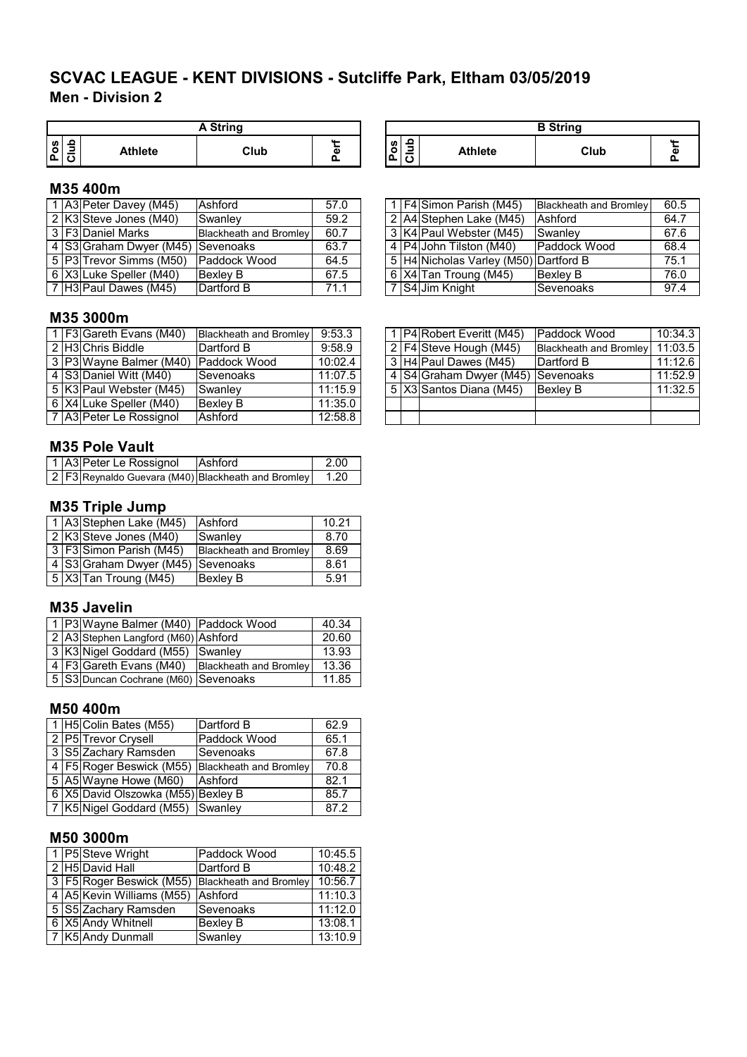# SCVAC LEAGUE - KENT DIVISIONS - Sutcliffe Park, Eltham 03/05/2019

## Men - Division 2

### M35 400m

**A String**

| Pos | Club | Athlete | Club | Perf |
|---|---|---|---|---|
| 1 | A3 | Peter Davey (M45) | Ashford | 57.0 |
| 2 | K3 | Steve Jones (M40) | Swanley | 59.2 |
| 3 | F3 | Daniel Marks | Blackheath and Bromley | 60.7 |
| 4 | S3 | Graham Dwyer (M45) | Sevenoaks | 63.7 |
| 5 | P3 | Trevor Simms (M50) | Paddock Wood | 64.5 |
| 6 | X3 | Luke Speller (M40) | Bexley B | 67.5 |
| 7 | H3 | Paul Dawes (M45) | Dartford B | 71.1 |

**B String**

| Pos | Club | Athlete | Club | Perf |
|---|---|---|---|---|
| 1 | F4 | Simon Parish (M45) | Blackheath and Bromley | 60.5 |
| 2 | A4 | Stephen Lake (M45) | Ashford | 64.7 |
| 3 | K4 | Paul Webster (M45) | Swanley | 67.6 |
| 4 | P4 | John Tilston (M40) | Paddock Wood | 68.4 |
| 5 | H4 | Nicholas Varley (M50) | Dartford B | 75.1 |
| 6 | X4 | Tan Troung (M45) | Bexley B | 76.0 |
| 7 | S4 | Jim Knight | Sevenoaks | 97.4 |

### M35 3000m

**A String**

| Pos | Club | Athlete | Club | Perf |
|---|---|---|---|---|
| 1 | F3 | Gareth Evans (M40) | Blackheath and Bromley | 9:53.3 |
| 2 | H3 | Chris Biddle | Dartford B | 9:58.9 |
| 3 | P3 | Wayne Balmer (M40) | Paddock Wood | 10:02.4 |
| 4 | S3 | Daniel Witt (M40) | Sevenoaks | 11:07.5 |
| 5 | K3 | Paul Webster (M45) | Swanley | 11:15.9 |
| 6 | X4 | Luke Speller (M40) | Bexley B | 11:35.0 |
| 7 | A3 | Peter Le Rossignol | Ashford | 12:58.8 |

**B String**

| Pos | Club | Athlete | Club | Perf |
|---|---|---|---|---|
| 1 | P4 | Robert Everitt (M45) | Paddock Wood | 10:34.3 |
| 2 | F4 | Steve Hough (M45) | Blackheath and Bromley | 11:03.5 |
| 3 | H4 | Paul Dawes (M45) | Dartford B | 11:12.6 |
| 4 | S4 | Graham Dwyer (M45) | Sevenoaks | 11:52.9 |
| 5 | X3 | Santos Diana (M45) | Bexley B | 11:32.5 |

### M35 Pole Vault

| Pos | Club | Athlete | Club | Perf |
|---|---|---|---|---|
| 1 | A3 | Peter Le Rossignol | Ashford | 2.00 |
| 2 | F3 | Reynaldo Guevara (M40) | Blackheath and Bromley | 1.20 |

### M35 Triple Jump

| Pos | Club | Athlete | Club | Perf |
|---|---|---|---|---|
| 1 | A3 | Stephen Lake (M45) | Ashford | 10.21 |
| 2 | K3 | Steve Jones (M40) | Swanley | 8.70 |
| 3 | F3 | Simon Parish (M45) | Blackheath and Bromley | 8.69 |
| 4 | S3 | Graham Dwyer (M45) | Sevenoaks | 8.61 |
| 5 | X3 | Tan Troung (M45) | Bexley B | 5.91 |

### M35 Javelin

| Pos | Club | Athlete | Club | Perf |
|---|---|---|---|---|
| 1 | P3 | Wayne Balmer (M40) | Paddock Wood | 40.34 |
| 2 | A3 | Stephen Langford (M60) | Ashford | 20.60 |
| 3 | K3 | Nigel Goddard (M55) | Swanley | 13.93 |
| 4 | F3 | Gareth Evans (M40) | Blackheath and Bromley | 13.36 |
| 5 | S3 | Duncan Cochrane (M60) | Sevenoaks | 11.85 |

### M50 400m

| Pos | Club | Athlete | Club | Perf |
|---|---|---|---|---|
| 1 | H5 | Colin Bates (M55) | Dartford B | 62.9 |
| 2 | P5 | Trevor Crysell | Paddock Wood | 65.1 |
| 3 | S5 | Zachary Ramsden | Sevenoaks | 67.8 |
| 4 | F5 | Roger Beswick (M55) | Blackheath and Bromley | 70.8 |
| 5 | A5 | Wayne Howe (M60) | Ashford | 82.1 |
| 6 | X5 | David Olszowka (M55) | Bexley B | 85.7 |
| 7 | K5 | Nigel Goddard (M55) | Swanley | 87.2 |

### M50 3000m

| Pos | Club | Athlete | Club | Perf |
|---|---|---|---|---|
| 1 | P5 | Steve Wright | Paddock Wood | 10:45.5 |
| 2 | H5 | David Hall | Dartford B | 10:48.2 |
| 3 | F5 | Roger Beswick (M55) | Blackheath and Bromley | 10:56.7 |
| 4 | A5 | Kevin Williams (M55) | Ashford | 11:10.3 |
| 5 | S5 | Zachary Ramsden | Sevenoaks | 11:12.0 |
| 6 | X5 | Andy Whitnell | Bexley B | 13:08.1 |
| 7 | K5 | Andy Dunmall | Swanley | 13:10.9 |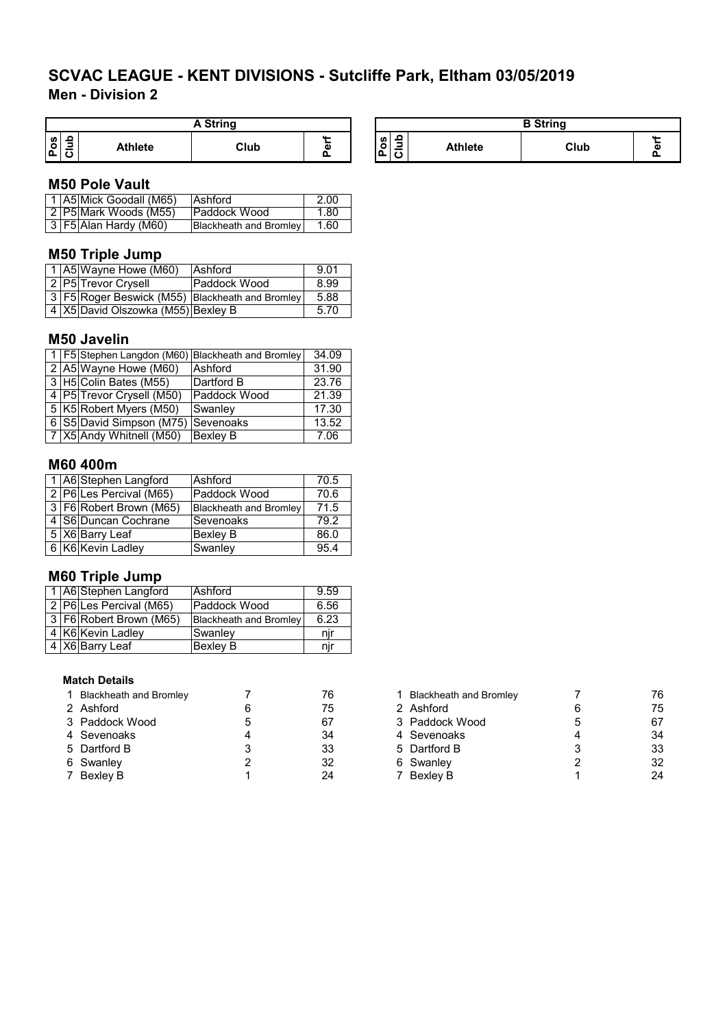# SCVAC LEAGUE - KENT DIVISIONS - Sutcliffe Park, Eltham 03/05/2019

## Men - Division 2

| A String | | | | | B String | | | | |
|---|---|---|---|---|---|---|---|---|---|
| Pos | Club | Athlete | Club | Perf | Pos | Club | Athlete | Club | Perf |

### M50 Pole Vault

| Pos | Club | Athlete | Club | Perf |
|---|---|---|---|---|
| 1 | A5 | Mick Goodall (M65) | Ashford | 2.00 |
| 2 | P5 | Mark Woods (M55) | Paddock Wood | 1.80 |
| 3 | F5 | Alan Hardy (M60) | Blackheath and Bromley | 1.60 |

### M50 Triple Jump

| Pos | Club | Athlete | Club | Perf |
|---|---|---|---|---|
| 1 | A5 | Wayne Howe (M60) | Ashford | 9.01 |
| 2 | P5 | Trevor Crysell | Paddock Wood | 8.99 |
| 3 | F5 | Roger Beswick (M55) | Blackheath and Bromley | 5.88 |
| 4 | X5 | David Olszowka (M55) | Bexley B | 5.70 |

### M50 Javelin

| Pos | Club | Athlete | Club | Perf |
|---|---|---|---|---|
| 1 | F5 | Stephen Langdon (M60) | Blackheath and Bromley | 34.09 |
| 2 | A5 | Wayne Howe (M60) | Ashford | 31.90 |
| 3 | H5 | Colin Bates (M55) | Dartford B | 23.76 |
| 4 | P5 | Trevor Crysell (M50) | Paddock Wood | 21.39 |
| 5 | K5 | Robert Myers (M50) | Swanley | 17.30 |
| 6 | S5 | David Simpson (M75) | Sevenoaks | 13.52 |
| 7 | X5 | Andy Whitnell (M50) | Bexley B | 7.06 |

### M60 400m

| Pos | Club | Athlete | Club | Perf |
|---|---|---|---|---|
| 1 | A6 | Stephen Langford | Ashford | 70.5 |
| 2 | P6 | Les Percival (M65) | Paddock Wood | 70.6 |
| 3 | F6 | Robert Brown (M65) | Blackheath and Bromley | 71.5 |
| 4 | S6 | Duncan Cochrane | Sevenoaks | 79.2 |
| 5 | X6 | Barry Leaf | Bexley B | 86.0 |
| 6 | K6 | Kevin Ladley | Swanley | 95.4 |

### M60 Triple Jump

| Pos | Club | Athlete | Club | Perf |
|---|---|---|---|---|
| 1 | A6 | Stephen Langford | Ashford | 9.59 |
| 2 | P6 | Les Percival (M65) | Paddock Wood | 6.56 |
| 3 | F6 | Robert Brown (M65) | Blackheath and Bromley | 6.23 |
| 4 | K6 | Kevin Ladley | Swanley | njr |
| 4 | X6 | Barry Leaf | Bexley B | njr |

#### Match Details

| Pos | Club | | Points |
|---|---|---|---|
| 1 | Blackheath and Bromley | 7 | 76 |
| 2 | Ashford | 6 | 75 |
| 3 | Paddock Wood | 5 | 67 |
| 4 | Sevenoaks | 4 | 34 |
| 5 | Dartford B | 3 | 33 |
| 6 | Swanley | 2 | 32 |
| 7 | Bexley B | 1 | 24 |

| Pos | Club | | Points |
|---|---|---|---|
| 1 | Blackheath and Bromley | 7 | 76 |
| 2 | Ashford | 6 | 75 |
| 3 | Paddock Wood | 5 | 67 |
| 4 | Sevenoaks | 4 | 34 |
| 5 | Dartford B | 3 | 33 |
| 6 | Swanley | 2 | 32 |
| 7 | Bexley B | 1 | 24 |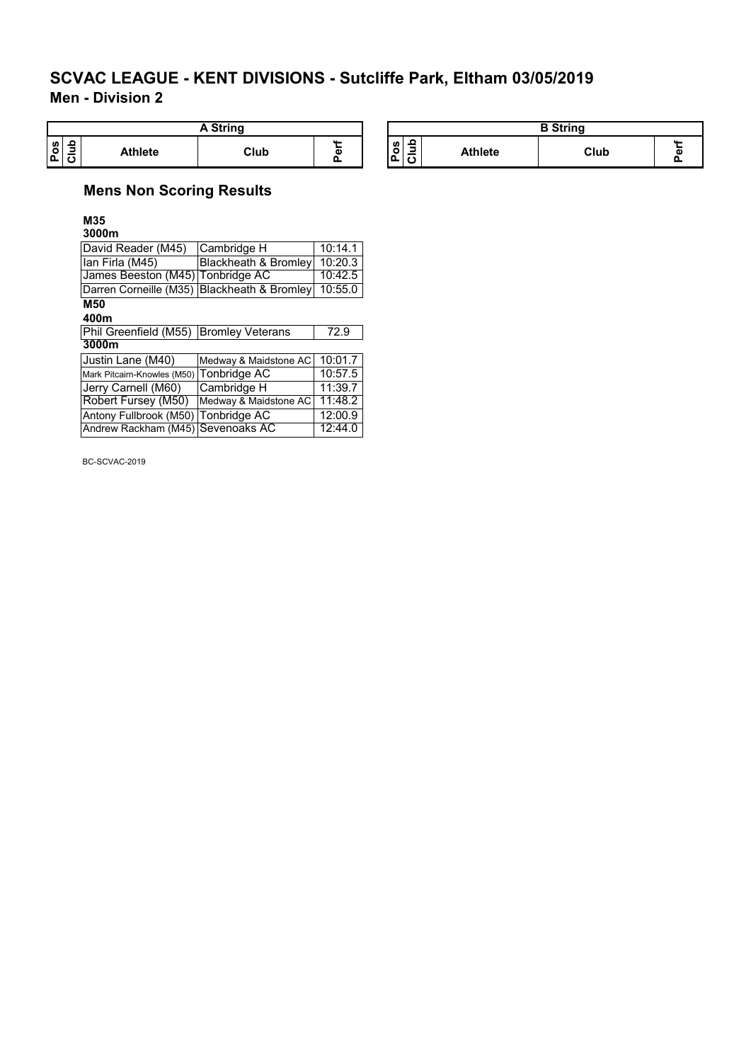# SCVAC LEAGUE - KENT DIVISIONS - Sutcliffe Park, Eltham 03/05/2019

## Men - Division 2

| A String | | | | |
|---|---|---|---|---|
| Pos | Club | Athlete | Club | Perf |

| B String | | | | |
|---|---|---|---|---|
| Pos | Club | Athlete | Club | Perf |

### Mens Non Scoring Results

**M35**

**3000m**

| Athlete | Club | Perf |
|---|---|---|
| David Reader (M45) | Cambridge H | 10:14.1 |
| Ian Firla (M45) | Blackheath & Bromley | 10:20.3 |
| James Beeston (M45) | Tonbridge AC | 10:42.5 |
| Darren Corneille (M35) | Blackheath & Bromley | 10:55.0 |

**M50**

**400m**

| Athlete | Club | Perf |
|---|---|---|
| Phil Greenfield (M55) | Bromley Veterans | 72.9 |

**3000m**

| Athlete | Club | Perf |
|---|---|---|
| Justin Lane (M40) | Medway & Maidstone AC | 10:01.7 |
| Mark Pitcairn-Knowles (M50) | Tonbridge AC | 10:57.5 |
| Jerry Carnell (M60) | Cambridge H | 11:39.7 |
| Robert Fursey (M50) | Medway & Maidstone AC | 11:48.2 |
| Antony Fullbrook (M50) | Tonbridge AC | 12:00.9 |
| Andrew Rackham (M45) | Sevenoaks AC | 12:44.0 |

BC-SCVAC-2019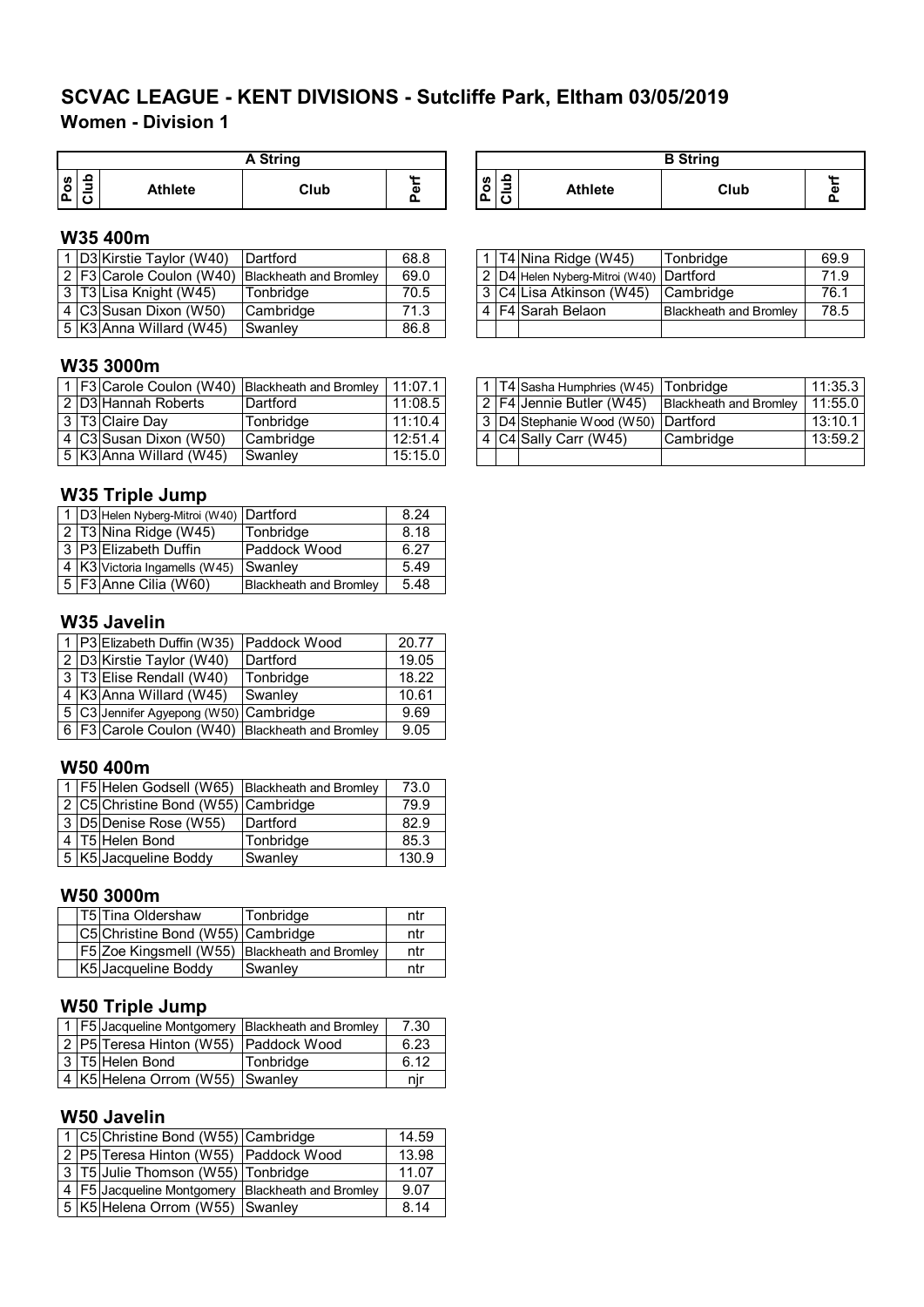# SCVAC LEAGUE - KENT DIVISIONS - Sutcliffe Park, Eltham 03/05/2019

## Women - Division 1

### W35 400m

**A String**

| Pos | Club | Athlete | Club | Perf |
|---|---|---|---|---|
| 1 | D3 | Kirstie Taylor (W40) | Dartford | 68.8 |
| 2 | F3 | Carole Coulon (W40) | Blackheath and Bromley | 69.0 |
| 3 | T3 | Lisa Knight (W45) | Tonbridge | 70.5 |
| 4 | C3 | Susan Dixon (W50) | Cambridge | 71.3 |
| 5 | K3 | Anna Willard (W45) | Swanley | 86.8 |

**B String**

| Pos | Club | Athlete | Club | Perf |
|---|---|---|---|---|
| 1 | T4 | Nina Ridge (W45) | Tonbridge | 69.9 |
| 2 | D4 | Helen Nyberg-Mitroi (W40) | Dartford | 71.9 |
| 3 | C4 | Lisa Atkinson (W45) | Cambridge | 76.1 |
| 4 | F4 | Sarah Belaon | Blackheath and Bromley | 78.5 |

### W35 3000m

**A String**

| Pos | Club | Athlete | Club | Perf |
|---|---|---|---|---|
| 1 | F3 | Carole Coulon (W40) | Blackheath and Bromley | 11:07.1 |
| 2 | D3 | Hannah Roberts | Dartford | 11:08.5 |
| 3 | T3 | Claire Day | Tonbridge | 11:10.4 |
| 4 | C3 | Susan Dixon (W50) | Cambridge | 12:51.4 |
| 5 | K3 | Anna Willard (W45) | Swanley | 15:15.0 |

**B String**

| Pos | Club | Athlete | Club | Perf |
|---|---|---|---|---|
| 1 | T4 | Sasha Humphries (W45) | Tonbridge | 11:35.3 |
| 2 | F4 | Jennie Butler (W45) | Blackheath and Bromley | 11:55.0 |
| 3 | D4 | Stephanie Wood (W50) | Dartford | 13:10.1 |
| 4 | C4 | Sally Carr (W45) | Cambridge | 13:59.2 |

### W35 Triple Jump

| Pos | Club | Athlete | Club | Perf |
|---|---|---|---|---|
| 1 | D3 | Helen Nyberg-Mitroi (W40) | Dartford | 8.24 |
| 2 | T3 | Nina Ridge (W45) | Tonbridge | 8.18 |
| 3 | P3 | Elizabeth Duffin | Paddock Wood | 6.27 |
| 4 | K3 | Victoria Ingamells (W45) | Swanley | 5.49 |
| 5 | F3 | Anne Cilia (W60) | Blackheath and Bromley | 5.48 |

### W35 Javelin

| Pos | Club | Athlete | Club | Perf |
|---|---|---|---|---|
| 1 | P3 | Elizabeth Duffin (W35) | Paddock Wood | 20.77 |
| 2 | D3 | Kirstie Taylor (W40) | Dartford | 19.05 |
| 3 | T3 | Elise Rendall (W40) | Tonbridge | 18.22 |
| 4 | K3 | Anna Willard (W45) | Swanley | 10.61 |
| 5 | C3 | Jennifer Agyepong (W50) | Cambridge | 9.69 |
| 6 | F3 | Carole Coulon (W40) | Blackheath and Bromley | 9.05 |

### W50 400m

| Pos | Club | Athlete | Club | Perf |
|---|---|---|---|---|
| 1 | F5 | Helen Godsell (W65) | Blackheath and Bromley | 73.0 |
| 2 | C5 | Christine Bond (W55) | Cambridge | 79.9 |
| 3 | D5 | Denise Rose (W55) | Dartford | 82.9 |
| 4 | T5 | Helen Bond | Tonbridge | 85.3 |
| 5 | K5 | Jacqueline Boddy | Swanley | 130.9 |

### W50 3000m

| Pos | Club | Athlete | Club | Perf |
|---|---|---|---|---|
| | T5 | Tina Oldershaw | Tonbridge | ntr |
| | C5 | Christine Bond (W55) | Cambridge | ntr |
| | F5 | Zoe Kingsmell (W55) | Blackheath and Bromley | ntr |
| | K5 | Jacqueline Boddy | Swanley | ntr |

### W50 Triple Jump

| Pos | Club | Athlete | Club | Perf |
|---|---|---|---|---|
| 1 | F5 | Jacqueline Montgomery | Blackheath and Bromley | 7.30 |
| 2 | P5 | Teresa Hinton (W55) | Paddock Wood | 6.23 |
| 3 | T5 | Helen Bond | Tonbridge | 6.12 |
| 4 | K5 | Helena Orrom (W55) | Swanley | njr |

### W50 Javelin

| Pos | Club | Athlete | Club | Perf |
|---|---|---|---|---|
| 1 | C5 | Christine Bond (W55) | Cambridge | 14.59 |
| 2 | P5 | Teresa Hinton (W55) | Paddock Wood | 13.98 |
| 3 | T5 | Julie Thomson (W55) | Tonbridge | 11.07 |
| 4 | F5 | Jacqueline Montgomery | Blackheath and Bromley | 9.07 |
| 5 | K5 | Helena Orrom (W55) | Swanley | 8.14 |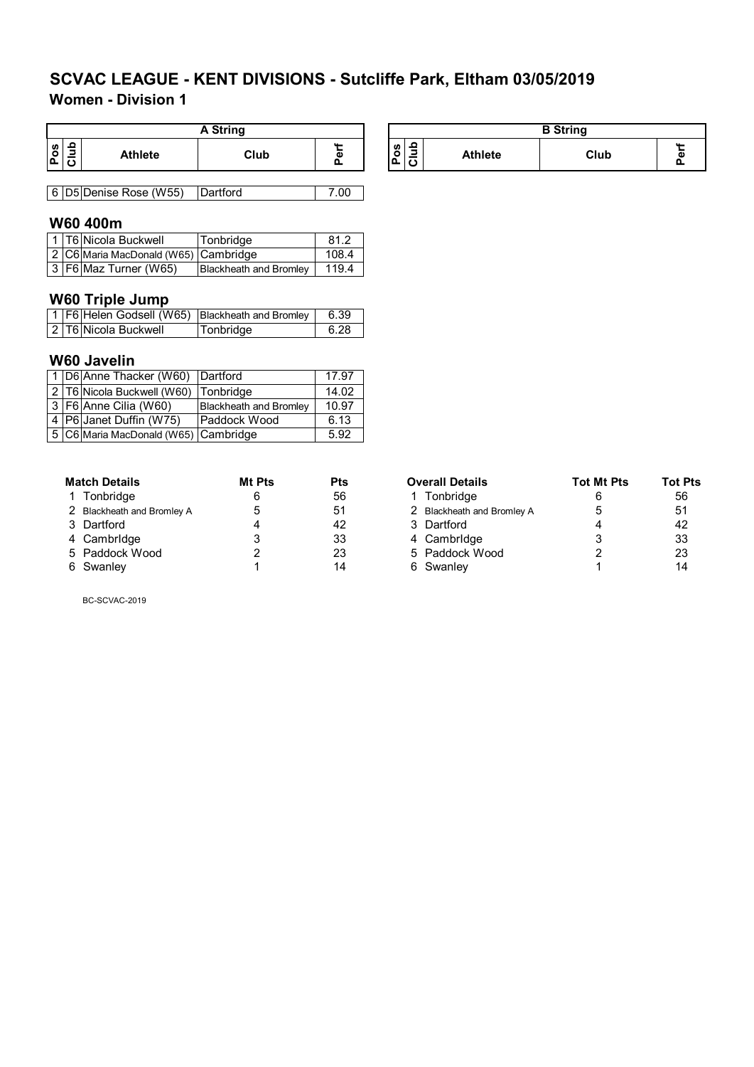# SCVAC LEAGUE - KENT DIVISIONS - Sutcliffe Park, Eltham 03/05/2019

## Women - Division 1

| A String | | | | | | B String | | | | |
|---|---|---|---|---|---|---|---|---|---|---|
| Pos | Club | Athlete | Club | Perf | | Pos | Club | Athlete | Club | Perf |
| 6 | D5 | Denise Rose (W55) | Dartford | 7.00 | | | | | | |

### W60 400m

| Pos | Club | Athlete | Club | Perf |
|---|---|---|---|---|
| 1 | T6 | Nicola Buckwell | Tonbridge | 81.2 |
| 2 | C6 | Maria MacDonald (W65) | Cambridge | 108.4 |
| 3 | F6 | Maz Turner (W65) | Blackheath and Bromley | 119.4 |

### W60 Triple Jump

| Pos | Club | Athlete | Club | Perf |
|---|---|---|---|---|
| 1 | F6 | Helen Godsell (W65) | Blackheath and Bromley | 6.39 |
| 2 | T6 | Nicola Buckwell | Tonbridge | 6.28 |

### W60 Javelin

| Pos | Club | Athlete | Club | Perf |
|---|---|---|---|---|
| 1 | D6 | Anne Thacker (W60) | Dartford | 17.97 |
| 2 | T6 | Nicola Buckwell (W60) | Tonbridge | 14.02 |
| 3 | F6 | Anne Cilia (W60) | Blackheath and Bromley | 10.97 |
| 4 | P6 | Janet Duffin (W75) | Paddock Wood | 6.13 |
| 5 | C6 | Maria MacDonald (W65) | Cambridge | 5.92 |

| Match Details | Mt Pts | Pts | | Overall Details | Tot Mt Pts | Tot Pts |
|---|---|---|---|---|---|---|
| 1 Tonbridge | 6 | 56 | | 1 Tonbridge | 6 | 56 |
| 2 Blackheath and Bromley A | 5 | 51 | | 2 Blackheath and Bromley A | 5 | 51 |
| 3 Dartford | 4 | 42 | | 3 Dartford | 4 | 42 |
| 4 Cambrldge | 3 | 33 | | 4 Cambrldge | 3 | 33 |
| 5 Paddock Wood | 2 | 23 | | 5 Paddock Wood | 2 | 23 |
| 6 Swanley | 1 | 14 | | 6 Swanley | 1 | 14 |

BC-SCVAC-2019